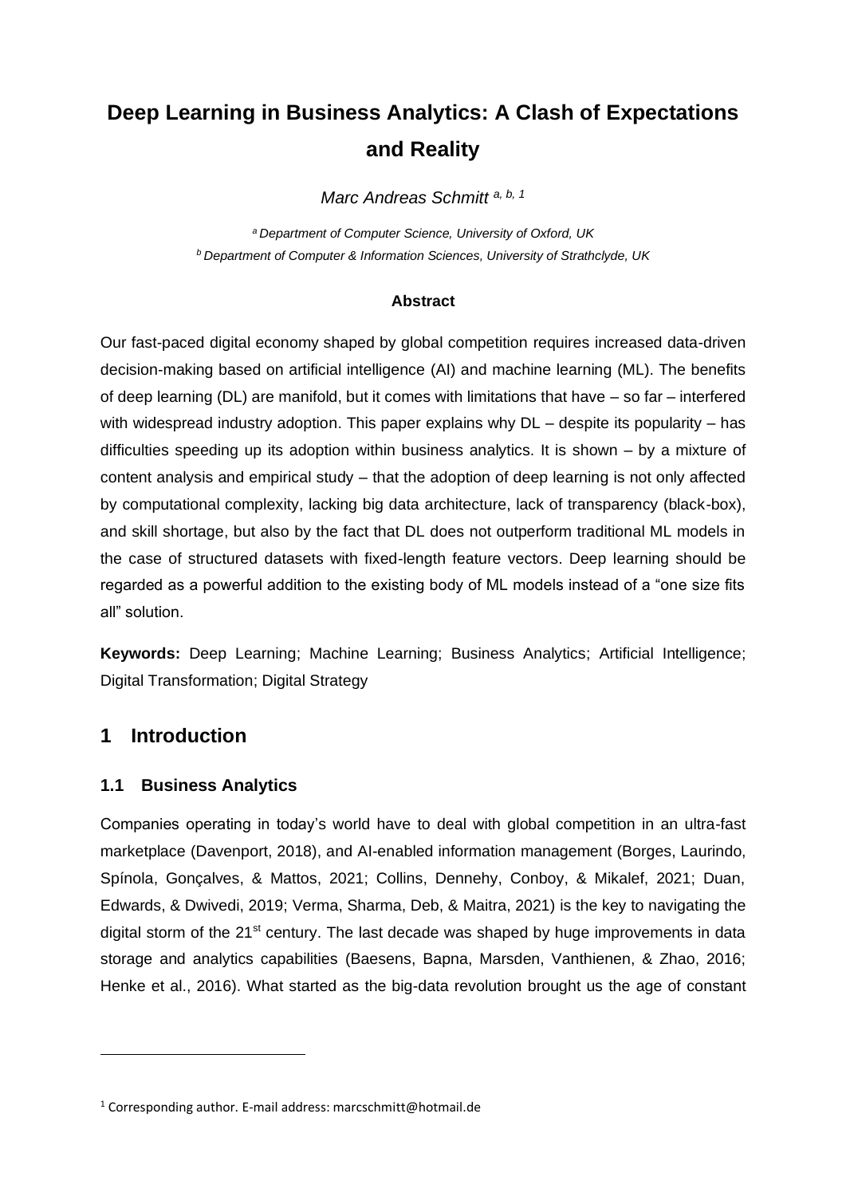# Deep Learning in Business Analytics: A Clash of Expectations and Reality

*Marc Andreas Schmitt [a, b, 1]*

[a] *Department of Computer Science, University of Oxford, UK*
[b] *Department of Computer & Information Sciences, University of Strathclyde, UK*

**Abstract**

Our fast-paced digital economy shaped by global competition requires increased data-driven decision-making based on artificial intelligence (AI) and machine learning (ML). The benefits of deep learning (DL) are manifold, but it comes with limitations that have – so far – interfered with widespread industry adoption. This paper explains why DL – despite its popularity – has difficulties speeding up its adoption within business analytics. It is shown – by a mixture of content analysis and empirical study – that the adoption of deep learning is not only affected by computational complexity, lacking big data architecture, lack of transparency (black-box), and skill shortage, but also by the fact that DL does not outperform traditional ML models in the case of structured datasets with fixed-length feature vectors. Deep learning should be regarded as a powerful addition to the existing body of ML models instead of a "one size fits all" solution.

**Keywords:** Deep Learning; Machine Learning; Business Analytics; Artificial Intelligence; Digital Transformation; Digital Strategy

## 1 Introduction

### 1.1 Business Analytics

Companies operating in today's world have to deal with global competition in an ultra-fast marketplace (Davenport, 2018), and AI-enabled information management (Borges, Laurindo, Spínola, Gonçalves, & Mattos, 2021; Collins, Dennehy, Conboy, & Mikalef, 2021; Duan, Edwards, & Dwivedi, 2019; Verma, Sharma, Deb, & Maitra, 2021) is the key to navigating the digital storm of the 21st century. The last decade was shaped by huge improvements in data storage and analytics capabilities (Baesens, Bapna, Marsden, Vanthienen, & Zhao, 2016; Henke et al., 2016). What started as the big-data revolution brought us the age of constant

[1] Corresponding author. E-mail address: marcschmitt@hotmail.de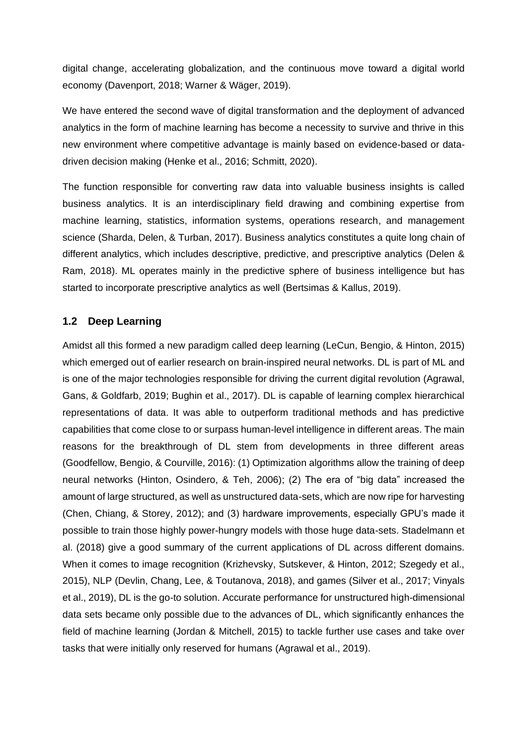digital change, accelerating globalization, and the continuous move toward a digital world economy (Davenport, 2018; Warner & Wäger, 2019).

We have entered the second wave of digital transformation and the deployment of advanced analytics in the form of machine learning has become a necessity to survive and thrive in this new environment where competitive advantage is mainly based on evidence-based or data-driven decision making (Henke et al., 2016; Schmitt, 2020).

The function responsible for converting raw data into valuable business insights is called business analytics. It is an interdisciplinary field drawing and combining expertise from machine learning, statistics, information systems, operations research, and management science (Sharda, Delen, & Turban, 2017). Business analytics constitutes a quite long chain of different analytics, which includes descriptive, predictive, and prescriptive analytics (Delen & Ram, 2018). ML operates mainly in the predictive sphere of business intelligence but has started to incorporate prescriptive analytics as well (Bertsimas & Kallus, 2019).

## 1.2 Deep Learning

Amidst all this formed a new paradigm called deep learning (LeCun, Bengio, & Hinton, 2015) which emerged out of earlier research on brain-inspired neural networks. DL is part of ML and is one of the major technologies responsible for driving the current digital revolution (Agrawal, Gans, & Goldfarb, 2019; Bughin et al., 2017). DL is capable of learning complex hierarchical representations of data. It was able to outperform traditional methods and has predictive capabilities that come close to or surpass human-level intelligence in different areas. The main reasons for the breakthrough of DL stem from developments in three different areas (Goodfellow, Bengio, & Courville, 2016): (1) Optimization algorithms allow the training of deep neural networks (Hinton, Osindero, & Teh, 2006); (2) The era of "big data" increased the amount of large structured, as well as unstructured data-sets, which are now ripe for harvesting (Chen, Chiang, & Storey, 2012); and (3) hardware improvements, especially GPU's made it possible to train those highly power-hungry models with those huge data-sets. Stadelmann et al. (2018) give a good summary of the current applications of DL across different domains. When it comes to image recognition (Krizhevsky, Sutskever, & Hinton, 2012; Szegedy et al., 2015), NLP (Devlin, Chang, Lee, & Toutanova, 2018), and games (Silver et al., 2017; Vinyals et al., 2019), DL is the go-to solution. Accurate performance for unstructured high-dimensional data sets became only possible due to the advances of DL, which significantly enhances the field of machine learning (Jordan & Mitchell, 2015) to tackle further use cases and take over tasks that were initially only reserved for humans (Agrawal et al., 2019).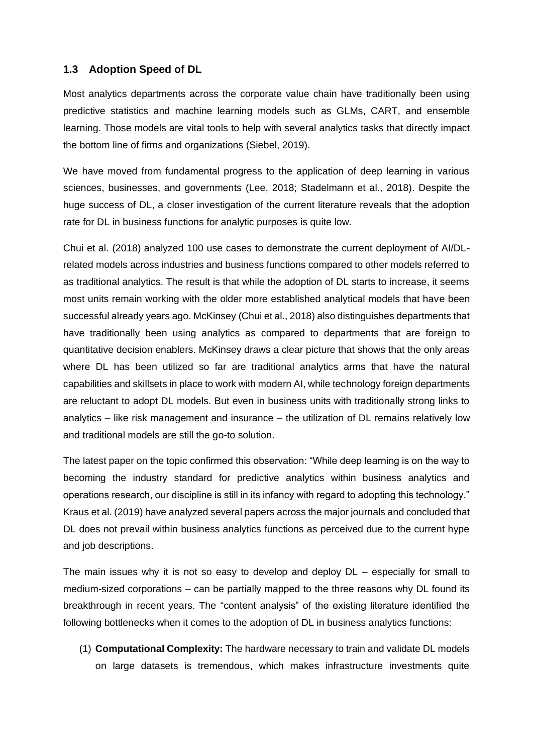## 1.3 Adoption Speed of DL

Most analytics departments across the corporate value chain have traditionally been using predictive statistics and machine learning models such as GLMs, CART, and ensemble learning. Those models are vital tools to help with several analytics tasks that directly impact the bottom line of firms and organizations (Siebel, 2019).

We have moved from fundamental progress to the application of deep learning in various sciences, businesses, and governments (Lee, 2018; Stadelmann et al., 2018). Despite the huge success of DL, a closer investigation of the current literature reveals that the adoption rate for DL in business functions for analytic purposes is quite low.

Chui et al. (2018) analyzed 100 use cases to demonstrate the current deployment of AI/DL-related models across industries and business functions compared to other models referred to as traditional analytics. The result is that while the adoption of DL starts to increase, it seems most units remain working with the older more established analytical models that have been successful already years ago. McKinsey (Chui et al., 2018) also distinguishes departments that have traditionally been using analytics as compared to departments that are foreign to quantitative decision enablers. McKinsey draws a clear picture that shows that the only areas where DL has been utilized so far are traditional analytics arms that have the natural capabilities and skillsets in place to work with modern AI, while technology foreign departments are reluctant to adopt DL models. But even in business units with traditionally strong links to analytics – like risk management and insurance – the utilization of DL remains relatively low and traditional models are still the go-to solution.

The latest paper on the topic confirmed this observation: "While deep learning is on the way to becoming the industry standard for predictive analytics within business analytics and operations research, our discipline is still in its infancy with regard to adopting this technology." Kraus et al. (2019) have analyzed several papers across the major journals and concluded that DL does not prevail within business analytics functions as perceived due to the current hype and job descriptions.

The main issues why it is not so easy to develop and deploy DL – especially for small to medium-sized corporations – can be partially mapped to the three reasons why DL found its breakthrough in recent years. The "content analysis" of the existing literature identified the following bottlenecks when it comes to the adoption of DL in business analytics functions:

(1) **Computational Complexity:** The hardware necessary to train and validate DL models on large datasets is tremendous, which makes infrastructure investments quite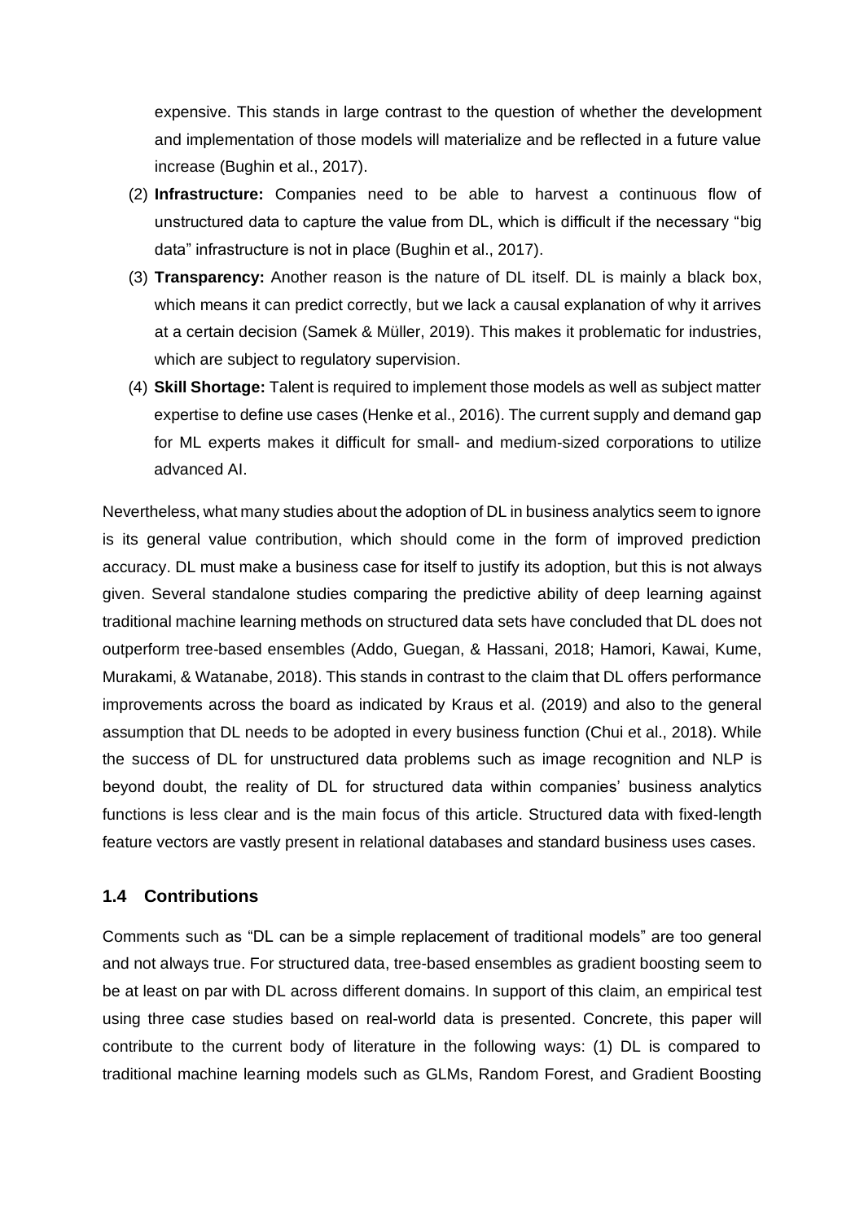expensive. This stands in large contrast to the question of whether the development and implementation of those models will materialize and be reflected in a future value increase (Bughin et al., 2017).

(2) **Infrastructure:** Companies need to be able to harvest a continuous flow of unstructured data to capture the value from DL, which is difficult if the necessary "big data" infrastructure is not in place (Bughin et al., 2017).

(3) **Transparency:** Another reason is the nature of DL itself. DL is mainly a black box, which means it can predict correctly, but we lack a causal explanation of why it arrives at a certain decision (Samek & Müller, 2019). This makes it problematic for industries, which are subject to regulatory supervision.

(4) **Skill Shortage:** Talent is required to implement those models as well as subject matter expertise to define use cases (Henke et al., 2016). The current supply and demand gap for ML experts makes it difficult for small- and medium-sized corporations to utilize advanced AI.

Nevertheless, what many studies about the adoption of DL in business analytics seem to ignore is its general value contribution, which should come in the form of improved prediction accuracy. DL must make a business case for itself to justify its adoption, but this is not always given. Several standalone studies comparing the predictive ability of deep learning against traditional machine learning methods on structured data sets have concluded that DL does not outperform tree-based ensembles (Addo, Guegan, & Hassani, 2018; Hamori, Kawai, Kume, Murakami, & Watanabe, 2018). This stands in contrast to the claim that DL offers performance improvements across the board as indicated by Kraus et al. (2019) and also to the general assumption that DL needs to be adopted in every business function (Chui et al., 2018). While the success of DL for unstructured data problems such as image recognition and NLP is beyond doubt, the reality of DL for structured data within companies' business analytics functions is less clear and is the main focus of this article. Structured data with fixed-length feature vectors are vastly present in relational databases and standard business uses cases.

### 1.4 Contributions

Comments such as "DL can be a simple replacement of traditional models" are too general and not always true. For structured data, tree-based ensembles as gradient boosting seem to be at least on par with DL across different domains. In support of this claim, an empirical test using three case studies based on real-world data is presented. Concrete, this paper will contribute to the current body of literature in the following ways: (1) DL is compared to traditional machine learning models such as GLMs, Random Forest, and Gradient Boosting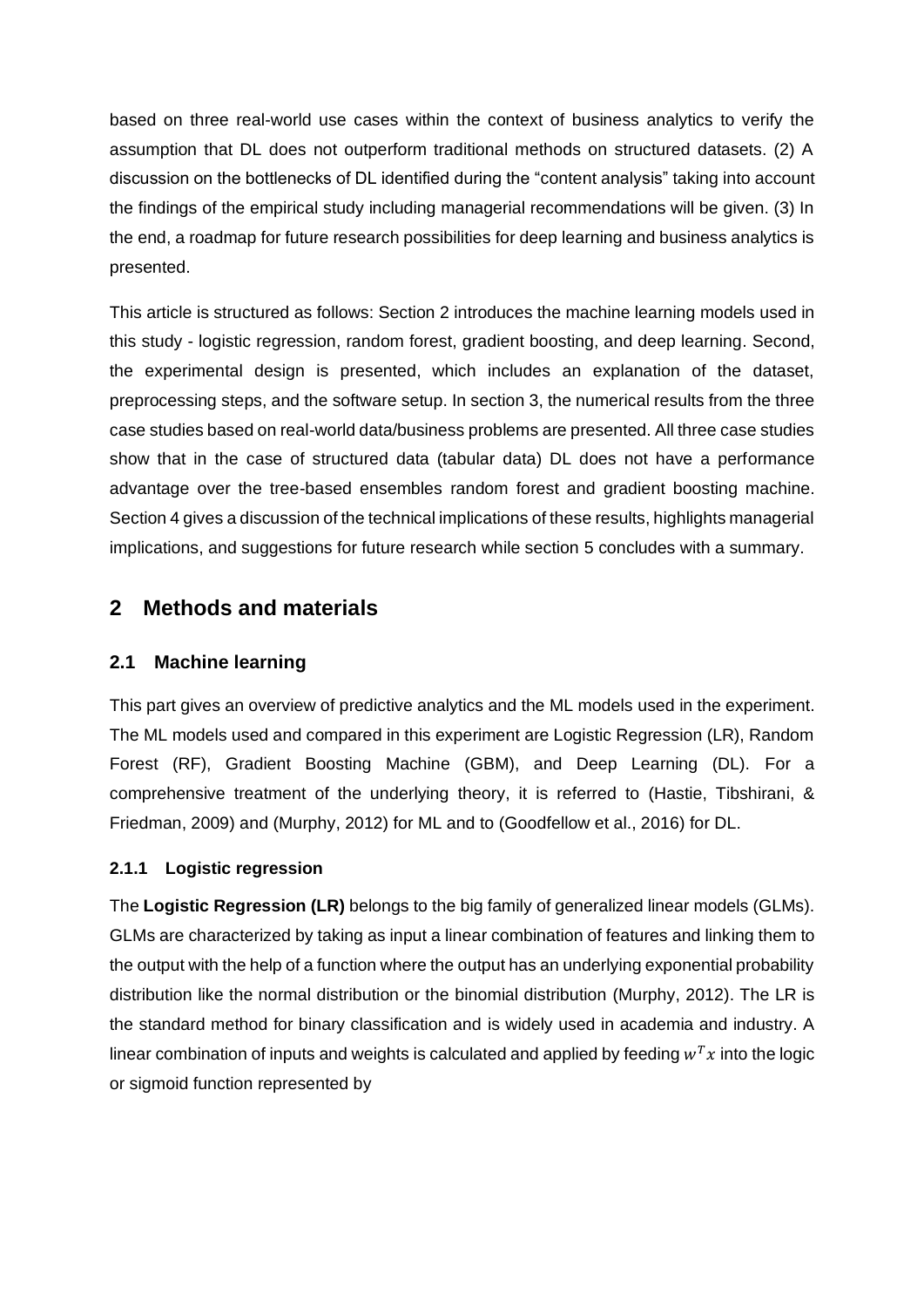based on three real-world use cases within the context of business analytics to verify the assumption that DL does not outperform traditional methods on structured datasets. (2) A discussion on the bottlenecks of DL identified during the "content analysis" taking into account the findings of the empirical study including managerial recommendations will be given. (3) In the end, a roadmap for future research possibilities for deep learning and business analytics is presented.

This article is structured as follows: Section 2 introduces the machine learning models used in this study - logistic regression, random forest, gradient boosting, and deep learning. Second, the experimental design is presented, which includes an explanation of the dataset, preprocessing steps, and the software setup. In section 3, the numerical results from the three case studies based on real-world data/business problems are presented. All three case studies show that in the case of structured data (tabular data) DL does not have a performance advantage over the tree-based ensembles random forest and gradient boosting machine. Section 4 gives a discussion of the technical implications of these results, highlights managerial implications, and suggestions for future research while section 5 concludes with a summary.

## 2 Methods and materials

### 2.1 Machine learning

This part gives an overview of predictive analytics and the ML models used in the experiment. The ML models used and compared in this experiment are Logistic Regression (LR), Random Forest (RF), Gradient Boosting Machine (GBM), and Deep Learning (DL). For a comprehensive treatment of the underlying theory, it is referred to (Hastie, Tibshirani, & Friedman, 2009) and (Murphy, 2012) for ML and to (Goodfellow et al., 2016) for DL.

#### 2.1.1 Logistic regression

The **Logistic Regression (LR)** belongs to the big family of generalized linear models (GLMs). GLMs are characterized by taking as input a linear combination of features and linking them to the output with the help of a function where the output has an underlying exponential probability distribution like the normal distribution or the binomial distribution (Murphy, 2012). The LR is the standard method for binary classification and is widely used in academia and industry. A linear combination of inputs and weights is calculated and applied by feeding $w^T x$ into the logic or sigmoid function represented by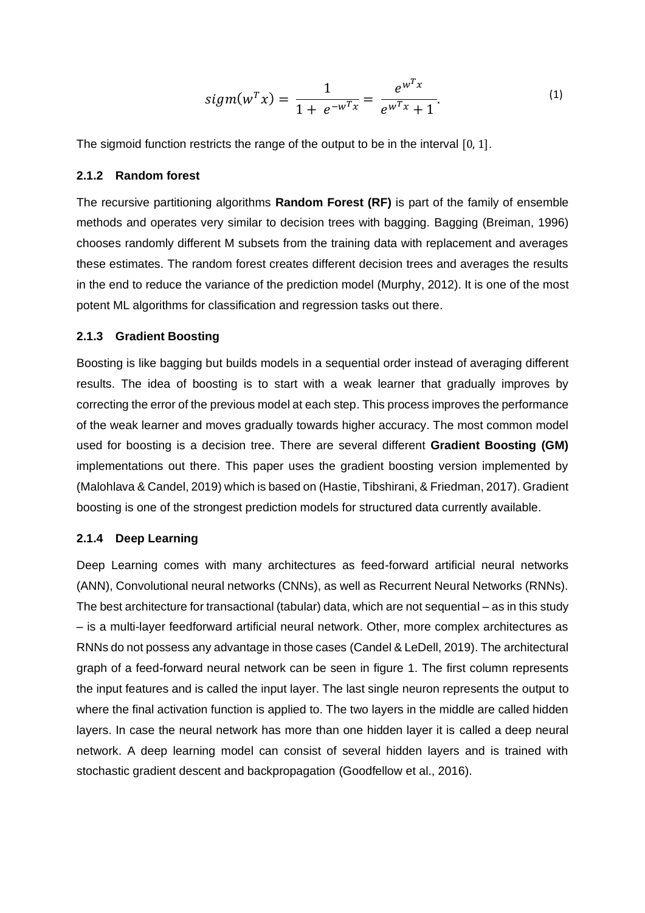$$sigm(w^T x) = \frac{1}{1 + e^{-w^T x}} = \frac{e^{w^T x}}{e^{w^T x} + 1}. \tag{1}$$

The sigmoid function restricts the range of the output to be in the interval $[0, 1]$.

### 2.1.2 Random forest

The recursive partitioning algorithms **Random Forest (RF)** is part of the family of ensemble methods and operates very similar to decision trees with bagging. Bagging (Breiman, 1996) chooses randomly different M subsets from the training data with replacement and averages these estimates. The random forest creates different decision trees and averages the results in the end to reduce the variance of the prediction model (Murphy, 2012). It is one of the most potent ML algorithms for classification and regression tasks out there.

### 2.1.3 Gradient Boosting

Boosting is like bagging but builds models in a sequential order instead of averaging different results. The idea of boosting is to start with a weak learner that gradually improves by correcting the error of the previous model at each step. This process improves the performance of the weak learner and moves gradually towards higher accuracy. The most common model used for boosting is a decision tree. There are several different **Gradient Boosting (GM)** implementations out there. This paper uses the gradient boosting version implemented by (Malohlava & Candel, 2019) which is based on (Hastie, Tibshirani, & Friedman, 2017). Gradient boosting is one of the strongest prediction models for structured data currently available.

### 2.1.4 Deep Learning

Deep Learning comes with many architectures as feed-forward artificial neural networks (ANN), Convolutional neural networks (CNNs), as well as Recurrent Neural Networks (RNNs). The best architecture for transactional (tabular) data, which are not sequential – as in this study – is a multi-layer feedforward artificial neural network. Other, more complex architectures as RNNs do not possess any advantage in those cases (Candel & LeDell, 2019). The architectural graph of a feed-forward neural network can be seen in figure 1. The first column represents the input features and is called the input layer. The last single neuron represents the output to where the final activation function is applied to. The two layers in the middle are called hidden layers. In case the neural network has more than one hidden layer it is called a deep neural network. A deep learning model can consist of several hidden layers and is trained with stochastic gradient descent and backpropagation (Goodfellow et al., 2016).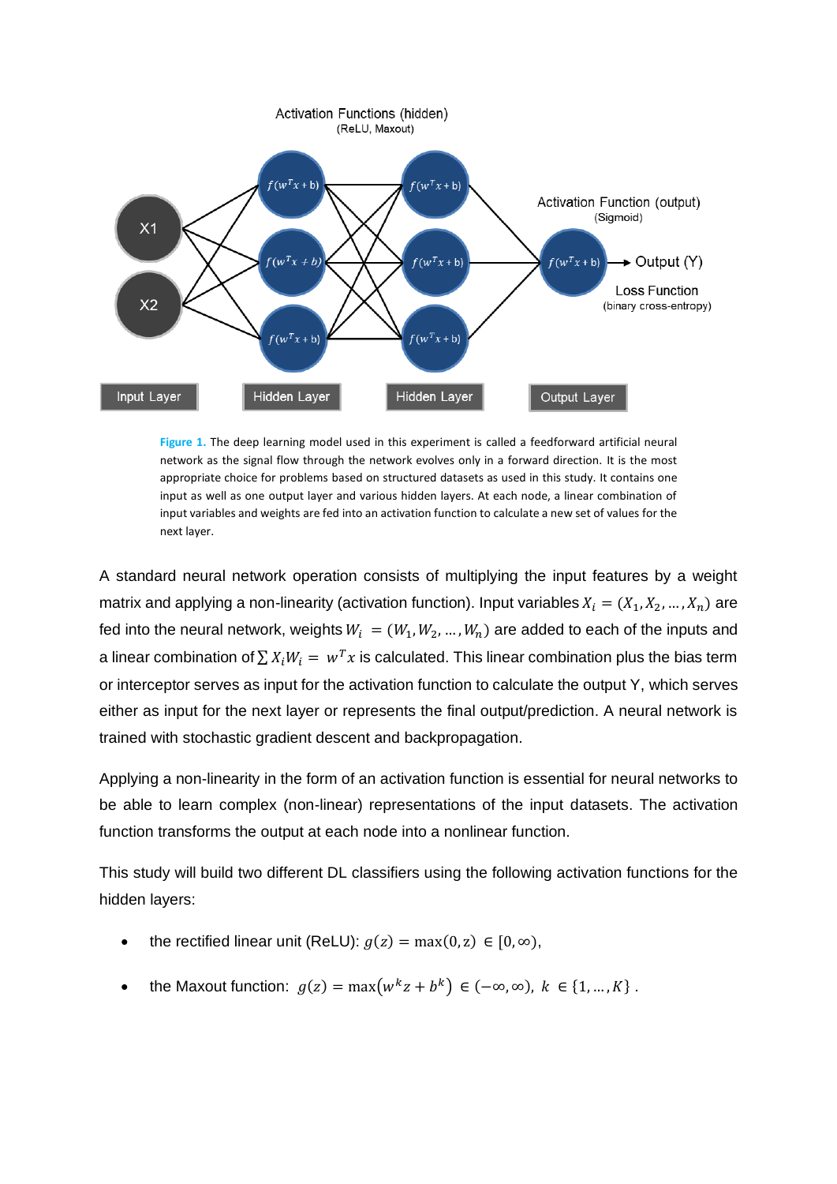**Figure 1.** The deep learning model used in this experiment is called a feedforward artificial neural network as the signal flow through the network evolves only in a forward direction. It is the most appropriate choice for problems based on structured datasets as used in this study. It contains one input as well as one output layer and various hidden layers. At each node, a linear combination of input variables and weights are fed into an activation function to calculate a new set of values for the next layer.

A standard neural network operation consists of multiplying the input features by a weight matrix and applying a non-linearity (activation function). Input variables $X_i = (X_1, X_2, \dots, X_n)$ are fed into the neural network, weights $W_i = (W_1, W_2, \dots, W_n)$ are added to each of the inputs and a linear combination of $\sum X_i W_i = w^T x$ is calculated. This linear combination plus the bias term or interceptor serves as input for the activation function to calculate the output Y, which serves either as input for the next layer or represents the final output/prediction. A neural network is trained with stochastic gradient descent and backpropagation.

Applying a non-linearity in the form of an activation function is essential for neural networks to be able to learn complex (non-linear) representations of the input datasets. The activation function transforms the output at each node into a nonlinear function.

This study will build two different DL classifiers using the following activation functions for the hidden layers:

- the rectified linear unit (ReLU): $g(z) = \max(0, z) \in [0, \infty)$,
- the Maxout function: $g(z) = \max\left(w^k z + b^k\right) \in (-\infty, \infty),\ k \in \{1, \dots, K\}$.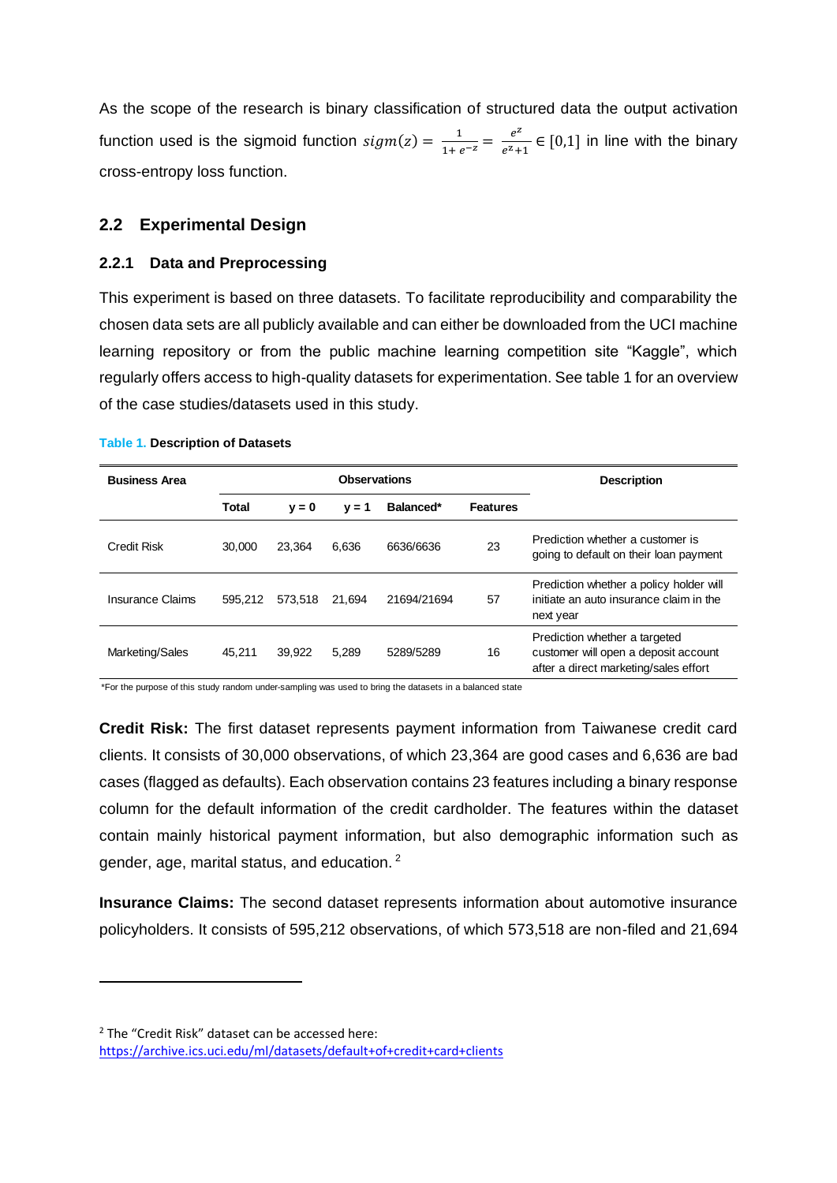As the scope of the research is binary classification of structured data the output activation function used is the sigmoid function $sigm(z) = \frac{1}{1+e^{-z}} = \frac{e^z}{e^z+1} \in [0,1]$ in line with the binary cross-entropy loss function.

## 2.2 Experimental Design

### 2.2.1 Data and Preprocessing

This experiment is based on three datasets. To facilitate reproducibility and comparability the chosen data sets are all publicly available and can either be downloaded from the UCI machine learning repository or from the public machine learning competition site “Kaggle”, which regularly offers access to high-quality datasets for experimentation. See table 1 for an overview of the case studies/datasets used in this study.

**Table 1. Description of Datasets**

| Business Area | Observations | | | | | Description |
|---|---|---|---|---|---|---|
| | Total | y = 0 | y = 1 | Balanced* | Features | |
| Credit Risk | 30,000 | 23,364 | 6,636 | 6636/6636 | 23 | Prediction whether a customer is going to default on their loan payment |
| Insurance Claims | 595,212 | 573,518 | 21,694 | 21694/21694 | 57 | Prediction whether a policy holder will initiate an auto insurance claim in the next year |
| Marketing/Sales | 45,211 | 39,922 | 5,289 | 5289/5289 | 16 | Prediction whether a targeted customer will open a deposit account after a direct marketing/sales effort |

*For the purpose of this study random under-sampling was used to bring the datasets in a balanced state

**Credit Risk:** The first dataset represents payment information from Taiwanese credit card clients. It consists of 30,000 observations, of which 23,364 are good cases and 6,636 are bad cases (flagged as defaults). Each observation contains 23 features including a binary response column for the default information of the credit cardholder. The features within the dataset contain mainly historical payment information, but also demographic information such as gender, age, marital status, and education. [2]

**Insurance Claims:** The second dataset represents information about automotive insurance policyholders. It consists of 595,212 observations, of which 573,518 are non-filed and 21,694

[2] The “Credit Risk” dataset can be accessed here: https://archive.ics.uci.edu/ml/datasets/default+of+credit+card+clients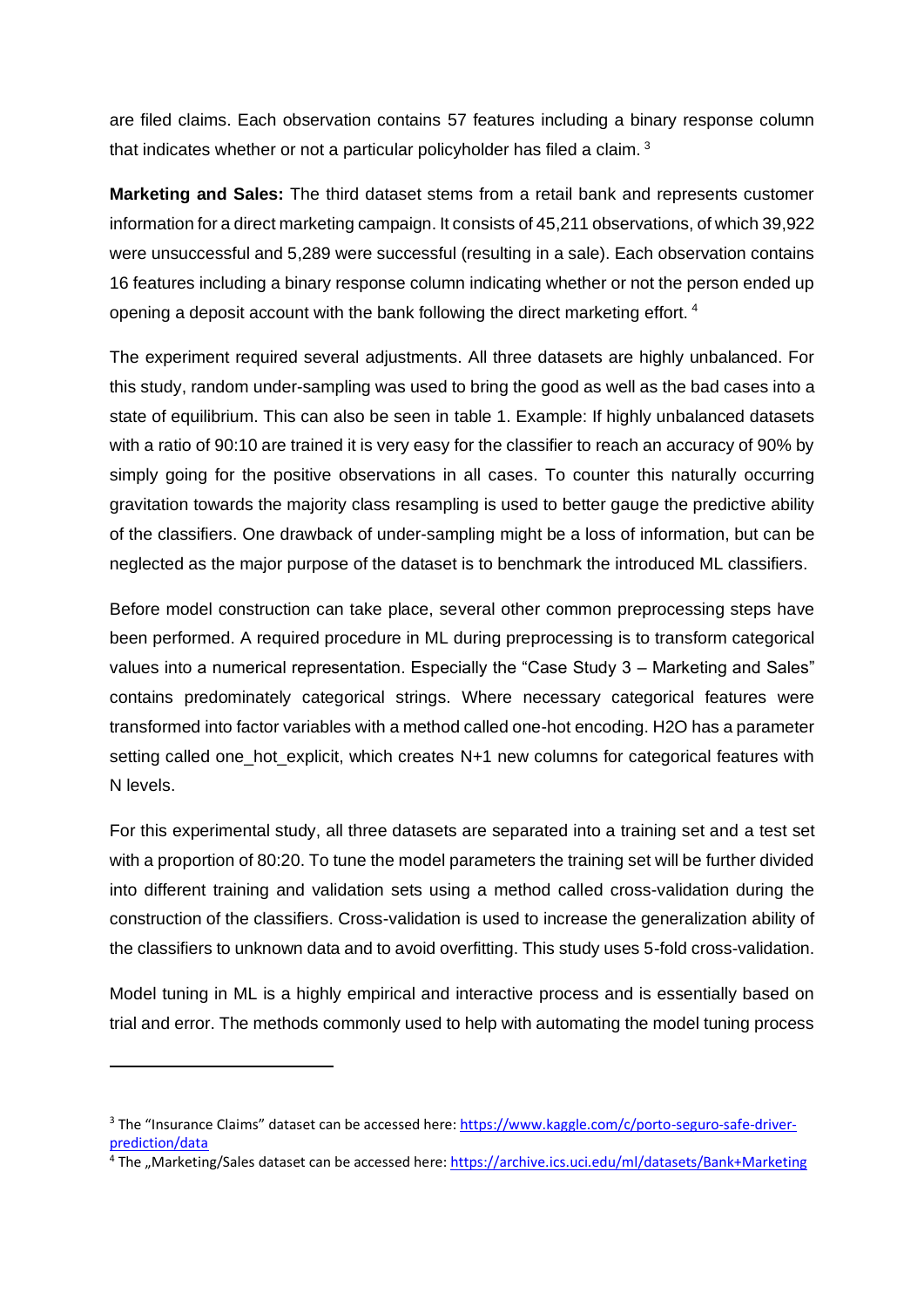are filed claims. Each observation contains 57 features including a binary response column that indicates whether or not a particular policyholder has filed a claim. [3]

**Marketing and Sales:** The third dataset stems from a retail bank and represents customer information for a direct marketing campaign. It consists of 45,211 observations, of which 39,922 were unsuccessful and 5,289 were successful (resulting in a sale). Each observation contains 16 features including a binary response column indicating whether or not the person ended up opening a deposit account with the bank following the direct marketing effort. [4]

The experiment required several adjustments. All three datasets are highly unbalanced. For this study, random under-sampling was used to bring the good as well as the bad cases into a state of equilibrium. This can also be seen in table 1. Example: If highly unbalanced datasets with a ratio of 90:10 are trained it is very easy for the classifier to reach an accuracy of 90% by simply going for the positive observations in all cases. To counter this naturally occurring gravitation towards the majority class resampling is used to better gauge the predictive ability of the classifiers. One drawback of under-sampling might be a loss of information, but can be neglected as the major purpose of the dataset is to benchmark the introduced ML classifiers.

Before model construction can take place, several other common preprocessing steps have been performed. A required procedure in ML during preprocessing is to transform categorical values into a numerical representation. Especially the "Case Study 3 – Marketing and Sales" contains predominately categorical strings. Where necessary categorical features were transformed into factor variables with a method called one-hot encoding. H2O has a parameter setting called one_hot_explicit, which creates N+1 new columns for categorical features with N levels.

For this experimental study, all three datasets are separated into a training set and a test set with a proportion of 80:20. To tune the model parameters the training set will be further divided into different training and validation sets using a method called cross-validation during the construction of the classifiers. Cross-validation is used to increase the generalization ability of the classifiers to unknown data and to avoid overfitting. This study uses 5-fold cross-validation.

Model tuning in ML is a highly empirical and interactive process and is essentially based on trial and error. The methods commonly used to help with automating the model tuning process

---

[3] The "Insurance Claims" dataset can be accessed here: https://www.kaggle.com/c/porto-seguro-safe-driver-prediction/data

[4] The „Marketing/Sales dataset can be accessed here: https://archive.ics.uci.edu/ml/datasets/Bank+Marketing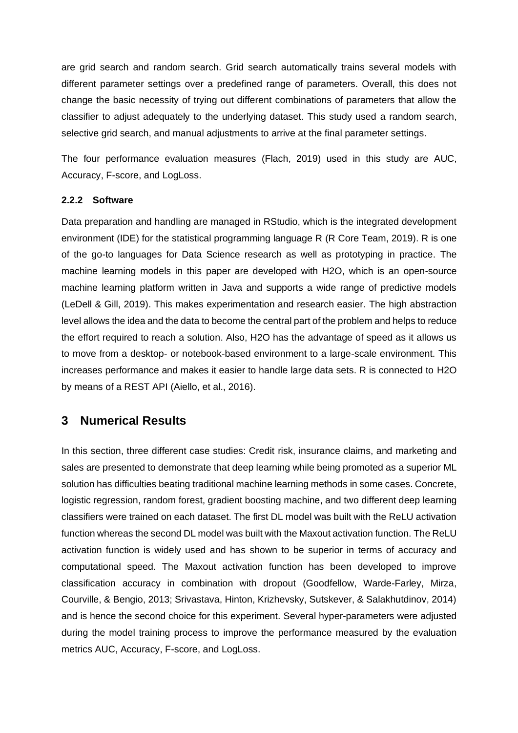are grid search and random search. Grid search automatically trains several models with different parameter settings over a predefined range of parameters. Overall, this does not change the basic necessity of trying out different combinations of parameters that allow the classifier to adjust adequately to the underlying dataset. This study used a random search, selective grid search, and manual adjustments to arrive at the final parameter settings.

The four performance evaluation measures (Flach, 2019) used in this study are AUC, Accuracy, F-score, and LogLoss.

### 2.2.2 Software

Data preparation and handling are managed in RStudio, which is the integrated development environment (IDE) for the statistical programming language R (R Core Team, 2019). R is one of the go-to languages for Data Science research as well as prototyping in practice. The machine learning models in this paper are developed with H2O, which is an open-source machine learning platform written in Java and supports a wide range of predictive models (LeDell & Gill, 2019). This makes experimentation and research easier. The high abstraction level allows the idea and the data to become the central part of the problem and helps to reduce the effort required to reach a solution. Also, H2O has the advantage of speed as it allows us to move from a desktop- or notebook-based environment to a large-scale environment. This increases performance and makes it easier to handle large data sets. R is connected to H2O by means of a REST API (Aiello, et al., 2016).

## 3 Numerical Results

In this section, three different case studies: Credit risk, insurance claims, and marketing and sales are presented to demonstrate that deep learning while being promoted as a superior ML solution has difficulties beating traditional machine learning methods in some cases. Concrete, logistic regression, random forest, gradient boosting machine, and two different deep learning classifiers were trained on each dataset. The first DL model was built with the ReLU activation function whereas the second DL model was built with the Maxout activation function. The ReLU activation function is widely used and has shown to be superior in terms of accuracy and computational speed. The Maxout activation function has been developed to improve classification accuracy in combination with dropout (Goodfellow, Warde-Farley, Mirza, Courville, & Bengio, 2013; Srivastava, Hinton, Krizhevsky, Sutskever, & Salakhutdinov, 2014) and is hence the second choice for this experiment. Several hyper-parameters were adjusted during the model training process to improve the performance measured by the evaluation metrics AUC, Accuracy, F-score, and LogLoss.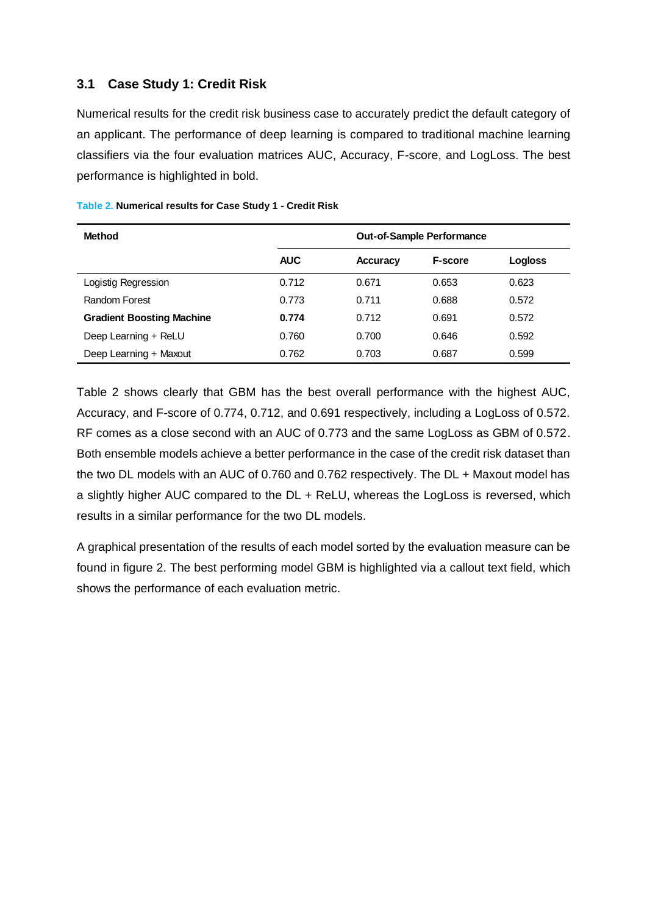### 3.1 Case Study 1: Credit Risk

Numerical results for the credit risk business case to accurately predict the default category of an applicant. The performance of deep learning is compared to traditional machine learning classifiers via the four evaluation matrices AUC, Accuracy, F-score, and LogLoss. The best performance is highlighted in bold.

**Table 2. Numerical results for Case Study 1 - Credit Risk**

| Method | Out-of-Sample Performance | | | |
|---|---|---|---|---|
| | **AUC** | **Accuracy** | **F-score** | **Logloss** |
| Logistig Regression | 0.712 | 0.671 | 0.653 | 0.623 |
| Random Forest | 0.773 | 0.711 | 0.688 | 0.572 |
| **Gradient Boosting Machine** | **0.774** | 0.712 | 0.691 | 0.572 |
| Deep Learning + ReLU | 0.760 | 0.700 | 0.646 | 0.592 |
| Deep Learning + Maxout | 0.762 | 0.703 | 0.687 | 0.599 |

Table 2 shows clearly that GBM has the best overall performance with the highest AUC, Accuracy, and F-score of 0.774, 0.712, and 0.691 respectively, including a LogLoss of 0.572. RF comes as a close second with an AUC of 0.773 and the same LogLoss as GBM of 0.572. Both ensemble models achieve a better performance in the case of the credit risk dataset than the two DL models with an AUC of 0.760 and 0.762 respectively. The DL + Maxout model has a slightly higher AUC compared to the DL + ReLU, whereas the LogLoss is reversed, which results in a similar performance for the two DL models.

A graphical presentation of the results of each model sorted by the evaluation measure can be found in figure 2. The best performing model GBM is highlighted via a callout text field, which shows the performance of each evaluation metric.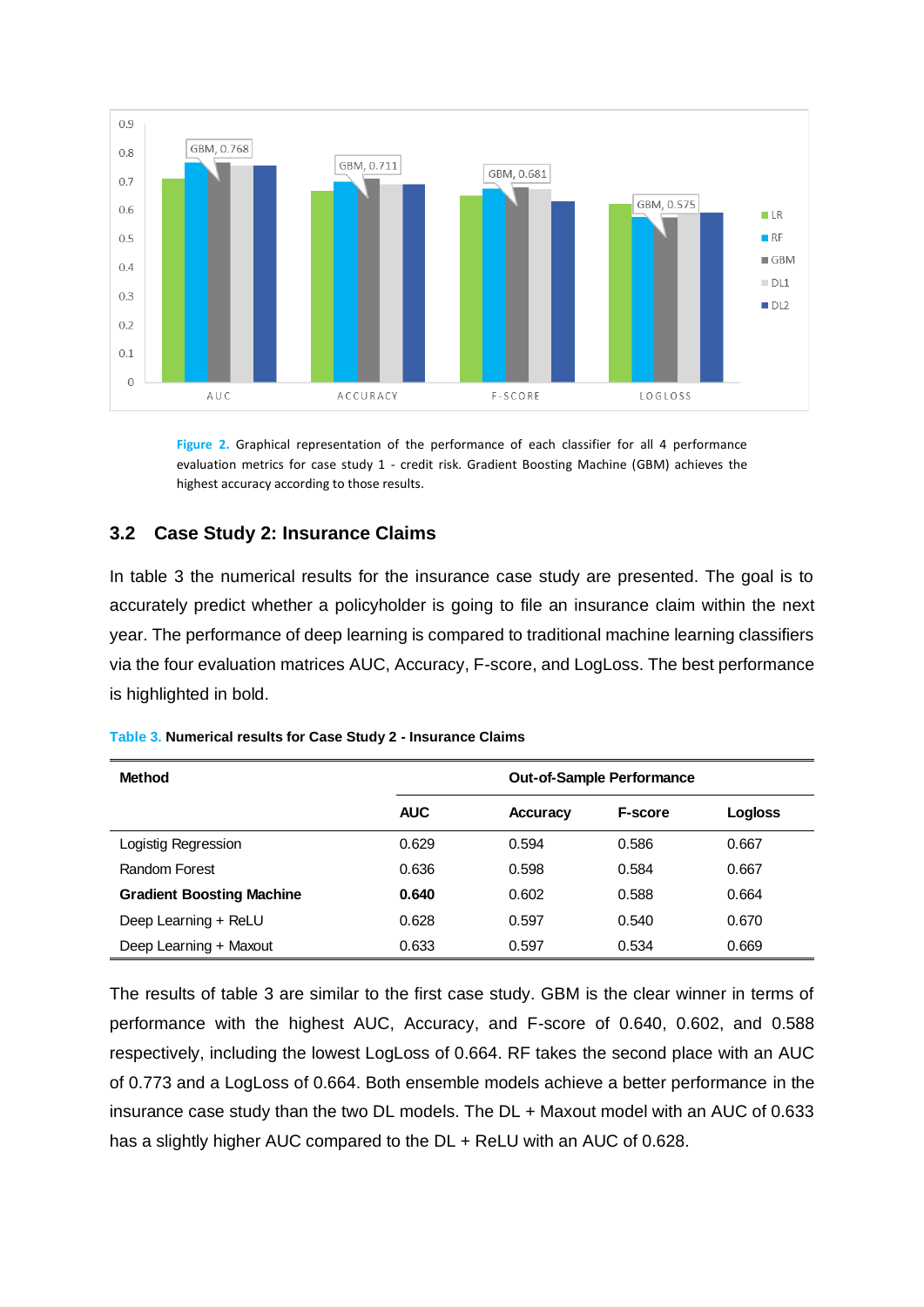Figure 2. Graphical representation of the performance of each classifier for all 4 performance evaluation metrics for case study 1 - credit risk. Gradient Boosting Machine (GBM) achieves the highest accuracy according to those results.

### 3.2 Case Study 2: Insurance Claims

In table 3 the numerical results for the insurance case study are presented. The goal is to accurately predict whether a policyholder is going to file an insurance claim within the next year. The performance of deep learning is compared to traditional machine learning classifiers via the four evaluation matrices AUC, Accuracy, F-score, and LogLoss. The best performance is highlighted in bold.

**Table 3.** **Numerical results for Case Study 2 - Insurance Claims**

| **Method** | **Out-of-Sample Performance** | | | |
|---|---|---|---|---|
| | **AUC** | **Accuracy** | **F-score** | **Logloss** |
| Logistig Regression | 0.629 | 0.594 | 0.586 | 0.667 |
| Random Forest | 0.636 | 0.598 | 0.584 | 0.667 |
| **Gradient Boosting Machine** | **0.640** | 0.602 | 0.588 | 0.664 |
| Deep Learning + ReLU | 0.628 | 0.597 | 0.540 | 0.670 |
| Deep Learning + Maxout | 0.633 | 0.597 | 0.534 | 0.669 |

The results of table 3 are similar to the first case study. GBM is the clear winner in terms of performance with the highest AUC, Accuracy, and F-score of 0.640, 0.602, and 0.588 respectively, including the lowest LogLoss of 0.664. RF takes the second place with an AUC of 0.773 and a LogLoss of 0.664. Both ensemble models achieve a better performance in the insurance case study than the two DL models. The DL + Maxout model with an AUC of 0.633 has a slightly higher AUC compared to the DL + ReLU with an AUC of 0.628.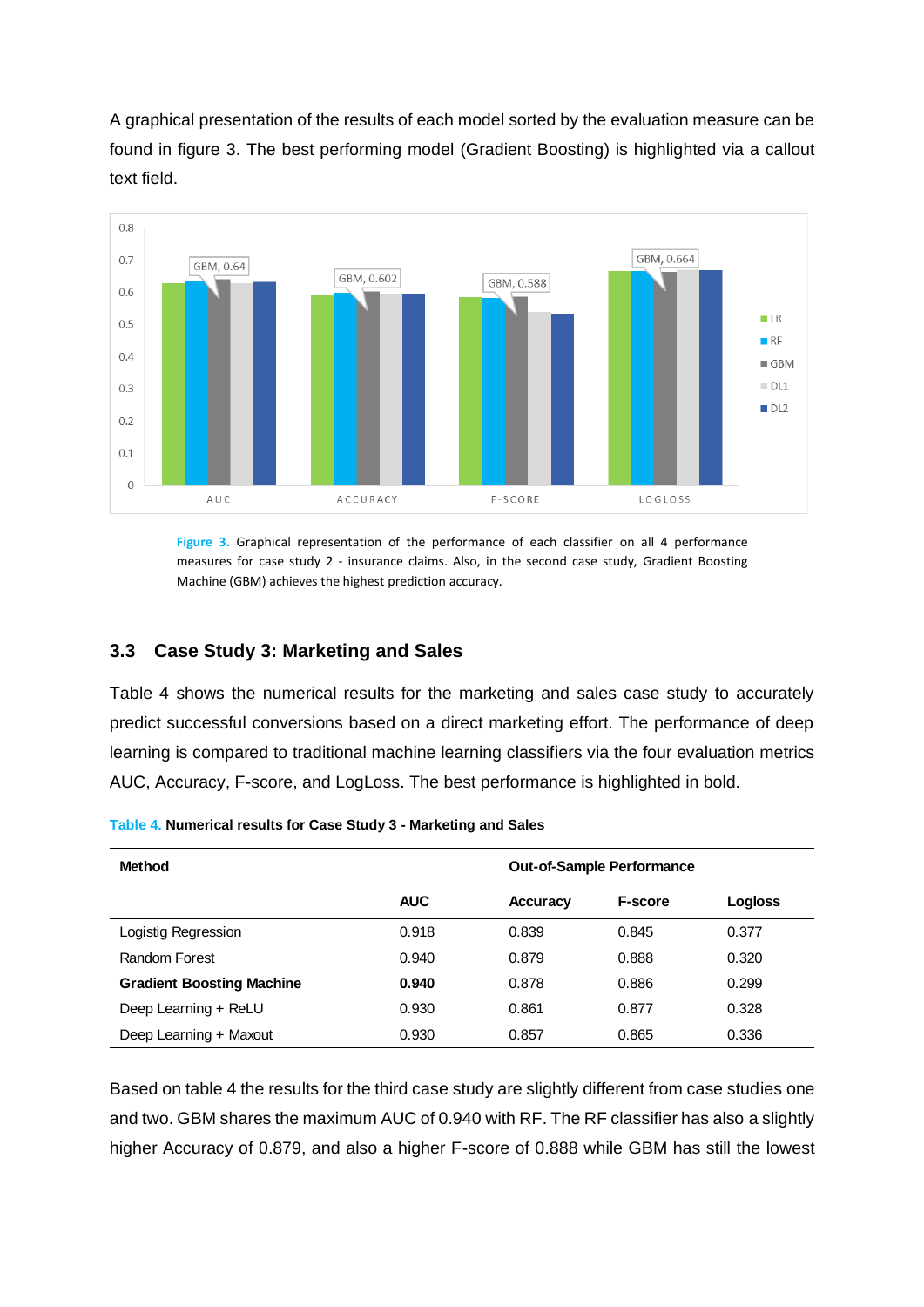A graphical presentation of the results of each model sorted by the evaluation measure can be found in figure 3. The best performing model (Gradient Boosting) is highlighted via a callout text field.

**Figure 3.** Graphical representation of the performance of each classifier on all 4 performance measures for case study 2 - insurance claims. Also, in the second case study, Gradient Boosting Machine (GBM) achieves the highest prediction accuracy.

## 3.3 Case Study 3: Marketing and Sales

Table 4 shows the numerical results for the marketing and sales case study to accurately predict successful conversions based on a direct marketing effort. The performance of deep learning is compared to traditional machine learning classifiers via the four evaluation metrics AUC, Accuracy, F-score, and LogLoss. The best performance is highlighted in bold.

**Table 4. Numerical results for Case Study 3 - Marketing and Sales**

| Method | Out-of-Sample Performance | | | |
|---|---|---|---|---|
| | **AUC** | **Accuracy** | **F-score** | **Logloss** |
| Logistig Regression | 0.918 | 0.839 | 0.845 | 0.377 |
| Random Forest | 0.940 | 0.879 | 0.888 | 0.320 |
| **Gradient Boosting Machine** | **0.940** | 0.878 | 0.886 | 0.299 |
| Deep Learning + ReLU | 0.930 | 0.861 | 0.877 | 0.328 |
| Deep Learning + Maxout | 0.930 | 0.857 | 0.865 | 0.336 |

Based on table 4 the results for the third case study are slightly different from case studies one and two. GBM shares the maximum AUC of 0.940 with RF. The RF classifier has also a slightly higher Accuracy of 0.879, and also a higher F-score of 0.888 while GBM has still the lowest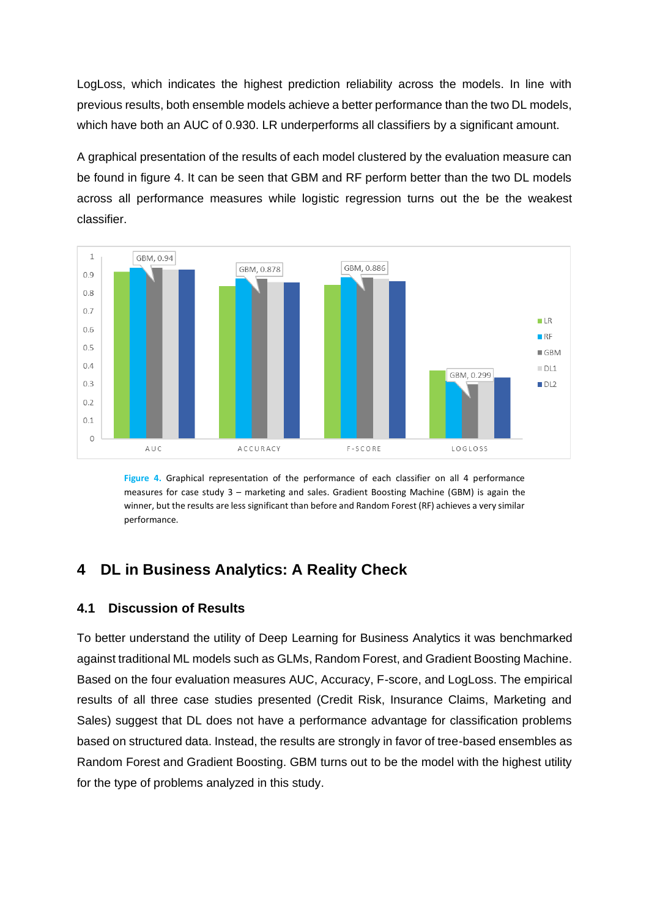LogLoss, which indicates the highest prediction reliability across the models. In line with previous results, both ensemble models achieve a better performance than the two DL models, which have both an AUC of 0.930. LR underperforms all classifiers by a significant amount.

A graphical presentation of the results of each model clustered by the evaluation measure can be found in figure 4. It can be seen that GBM and RF perform better than the two DL models across all performance measures while logistic regression turns out the be the weakest classifier.

**Figure 4.** Graphical representation of the performance of each classifier on all 4 performance measures for case study 3 – marketing and sales. Gradient Boosting Machine (GBM) is again the winner, but the results are less significant than before and Random Forest (RF) achieves a very similar performance.

# 4 DL in Business Analytics: A Reality Check

## 4.1 Discussion of Results

To better understand the utility of Deep Learning for Business Analytics it was benchmarked against traditional ML models such as GLMs, Random Forest, and Gradient Boosting Machine. Based on the four evaluation measures AUC, Accuracy, F-score, and LogLoss. The empirical results of all three case studies presented (Credit Risk, Insurance Claims, Marketing and Sales) suggest that DL does not have a performance advantage for classification problems based on structured data. Instead, the results are strongly in favor of tree-based ensembles as Random Forest and Gradient Boosting. GBM turns out to be the model with the highest utility for the type of problems analyzed in this study.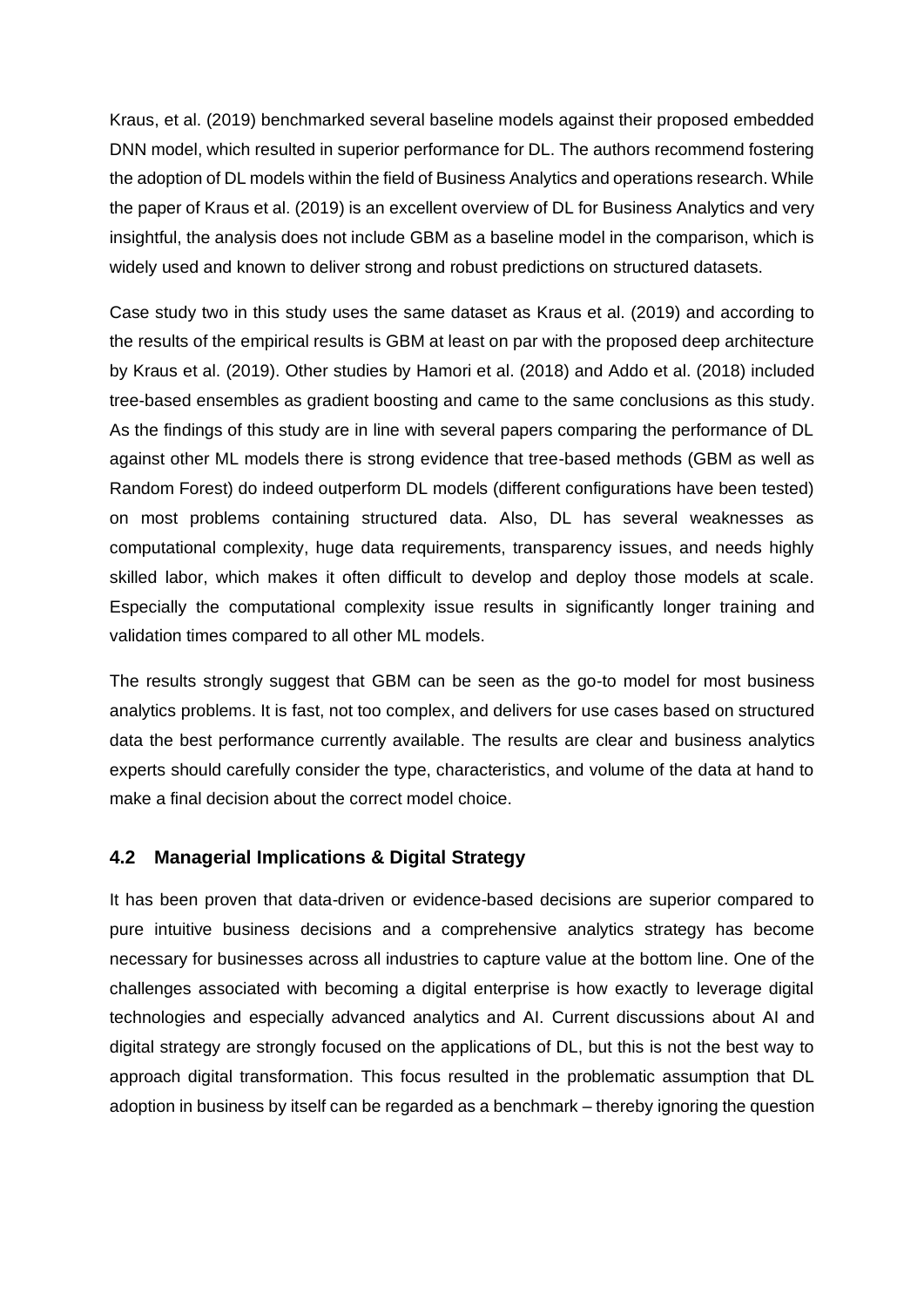Kraus, et al. (2019) benchmarked several baseline models against their proposed embedded DNN model, which resulted in superior performance for DL. The authors recommend fostering the adoption of DL models within the field of Business Analytics and operations research. While the paper of Kraus et al. (2019) is an excellent overview of DL for Business Analytics and very insightful, the analysis does not include GBM as a baseline model in the comparison, which is widely used and known to deliver strong and robust predictions on structured datasets.

Case study two in this study uses the same dataset as Kraus et al. (2019) and according to the results of the empirical results is GBM at least on par with the proposed deep architecture by Kraus et al. (2019). Other studies by Hamori et al. (2018) and Addo et al. (2018) included tree-based ensembles as gradient boosting and came to the same conclusions as this study. As the findings of this study are in line with several papers comparing the performance of DL against other ML models there is strong evidence that tree-based methods (GBM as well as Random Forest) do indeed outperform DL models (different configurations have been tested) on most problems containing structured data. Also, DL has several weaknesses as computational complexity, huge data requirements, transparency issues, and needs highly skilled labor, which makes it often difficult to develop and deploy those models at scale. Especially the computational complexity issue results in significantly longer training and validation times compared to all other ML models.

The results strongly suggest that GBM can be seen as the go-to model for most business analytics problems. It is fast, not too complex, and delivers for use cases based on structured data the best performance currently available. The results are clear and business analytics experts should carefully consider the type, characteristics, and volume of the data at hand to make a final decision about the correct model choice.

## 4.2 Managerial Implications & Digital Strategy

It has been proven that data-driven or evidence-based decisions are superior compared to pure intuitive business decisions and a comprehensive analytics strategy has become necessary for businesses across all industries to capture value at the bottom line. One of the challenges associated with becoming a digital enterprise is how exactly to leverage digital technologies and especially advanced analytics and AI. Current discussions about AI and digital strategy are strongly focused on the applications of DL, but this is not the best way to approach digital transformation. This focus resulted in the problematic assumption that DL adoption in business by itself can be regarded as a benchmark – thereby ignoring the question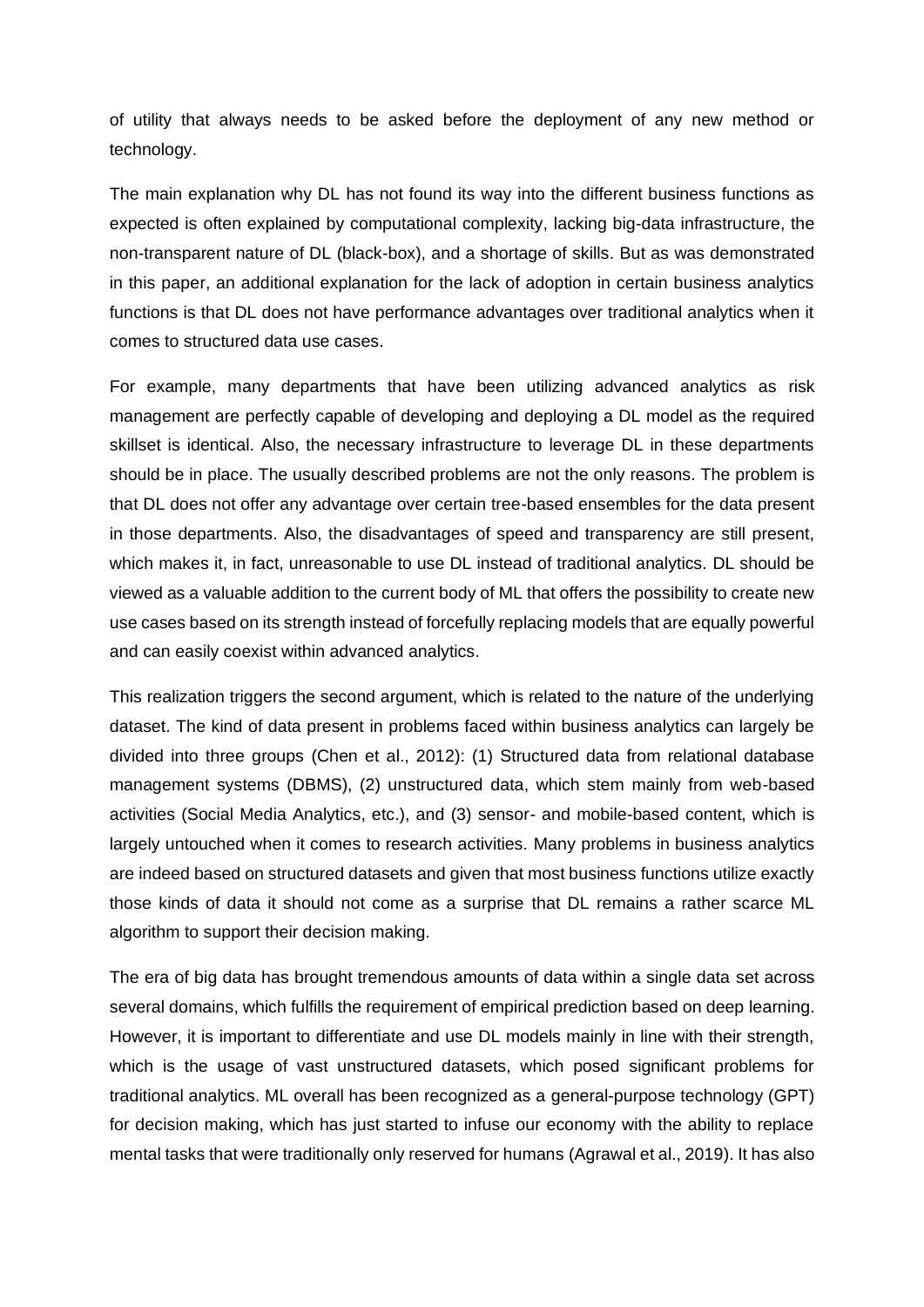of utility that always needs to be asked before the deployment of any new method or technology.

The main explanation why DL has not found its way into the different business functions as expected is often explained by computational complexity, lacking big-data infrastructure, the non-transparent nature of DL (black-box), and a shortage of skills. But as was demonstrated in this paper, an additional explanation for the lack of adoption in certain business analytics functions is that DL does not have performance advantages over traditional analytics when it comes to structured data use cases.

For example, many departments that have been utilizing advanced analytics as risk management are perfectly capable of developing and deploying a DL model as the required skillset is identical. Also, the necessary infrastructure to leverage DL in these departments should be in place. The usually described problems are not the only reasons. The problem is that DL does not offer any advantage over certain tree-based ensembles for the data present in those departments. Also, the disadvantages of speed and transparency are still present, which makes it, in fact, unreasonable to use DL instead of traditional analytics. DL should be viewed as a valuable addition to the current body of ML that offers the possibility to create new use cases based on its strength instead of forcefully replacing models that are equally powerful and can easily coexist within advanced analytics.

This realization triggers the second argument, which is related to the nature of the underlying dataset. The kind of data present in problems faced within business analytics can largely be divided into three groups (Chen et al., 2012): (1) Structured data from relational database management systems (DBMS), (2) unstructured data, which stem mainly from web-based activities (Social Media Analytics, etc.), and (3) sensor- and mobile-based content, which is largely untouched when it comes to research activities. Many problems in business analytics are indeed based on structured datasets and given that most business functions utilize exactly those kinds of data it should not come as a surprise that DL remains a rather scarce ML algorithm to support their decision making.

The era of big data has brought tremendous amounts of data within a single data set across several domains, which fulfills the requirement of empirical prediction based on deep learning. However, it is important to differentiate and use DL models mainly in line with their strength, which is the usage of vast unstructured datasets, which posed significant problems for traditional analytics. ML overall has been recognized as a general-purpose technology (GPT) for decision making, which has just started to infuse our economy with the ability to replace mental tasks that were traditionally only reserved for humans (Agrawal et al., 2019). It has also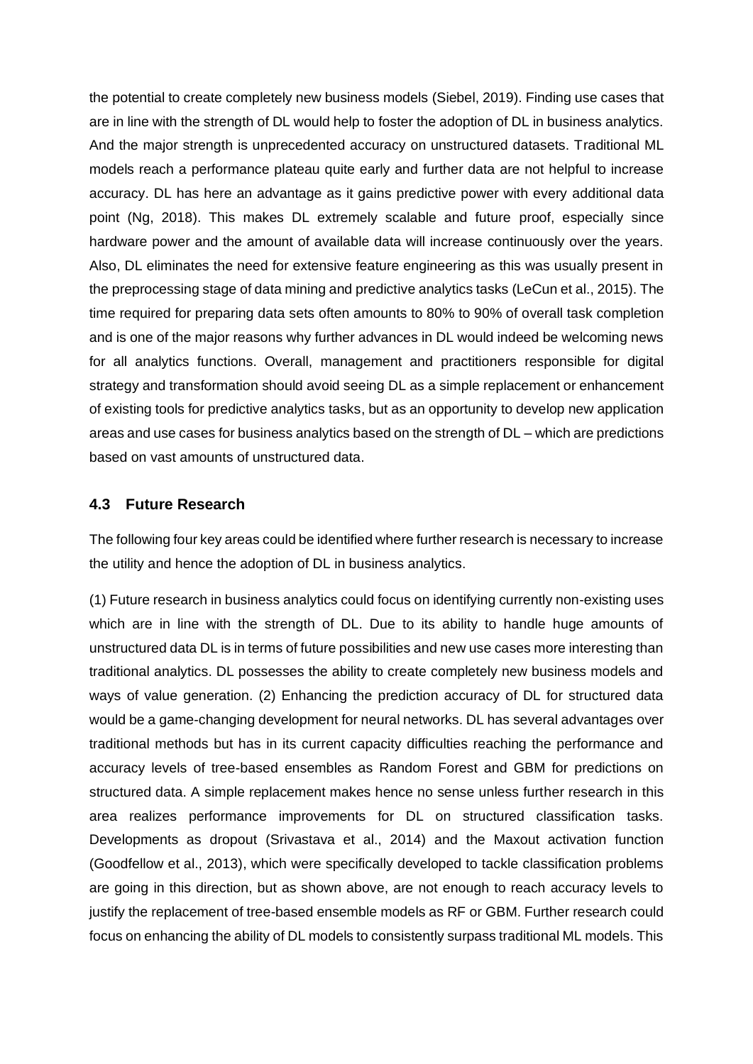the potential to create completely new business models (Siebel, 2019). Finding use cases that are in line with the strength of DL would help to foster the adoption of DL in business analytics. And the major strength is unprecedented accuracy on unstructured datasets. Traditional ML models reach a performance plateau quite early and further data are not helpful to increase accuracy. DL has here an advantage as it gains predictive power with every additional data point (Ng, 2018). This makes DL extremely scalable and future proof, especially since hardware power and the amount of available data will increase continuously over the years. Also, DL eliminates the need for extensive feature engineering as this was usually present in the preprocessing stage of data mining and predictive analytics tasks (LeCun et al., 2015). The time required for preparing data sets often amounts to 80% to 90% of overall task completion and is one of the major reasons why further advances in DL would indeed be welcoming news for all analytics functions. Overall, management and practitioners responsible for digital strategy and transformation should avoid seeing DL as a simple replacement or enhancement of existing tools for predictive analytics tasks, but as an opportunity to develop new application areas and use cases for business analytics based on the strength of DL – which are predictions based on vast amounts of unstructured data.

### 4.3 Future Research

The following four key areas could be identified where further research is necessary to increase the utility and hence the adoption of DL in business analytics.

(1) Future research in business analytics could focus on identifying currently non-existing uses which are in line with the strength of DL. Due to its ability to handle huge amounts of unstructured data DL is in terms of future possibilities and new use cases more interesting than traditional analytics. DL possesses the ability to create completely new business models and ways of value generation. (2) Enhancing the prediction accuracy of DL for structured data would be a game-changing development for neural networks. DL has several advantages over traditional methods but has in its current capacity difficulties reaching the performance and accuracy levels of tree-based ensembles as Random Forest and GBM for predictions on structured data. A simple replacement makes hence no sense unless further research in this area realizes performance improvements for DL on structured classification tasks. Developments as dropout (Srivastava et al., 2014) and the Maxout activation function (Goodfellow et al., 2013), which were specifically developed to tackle classification problems are going in this direction, but as shown above, are not enough to reach accuracy levels to justify the replacement of tree-based ensemble models as RF or GBM. Further research could focus on enhancing the ability of DL models to consistently surpass traditional ML models. This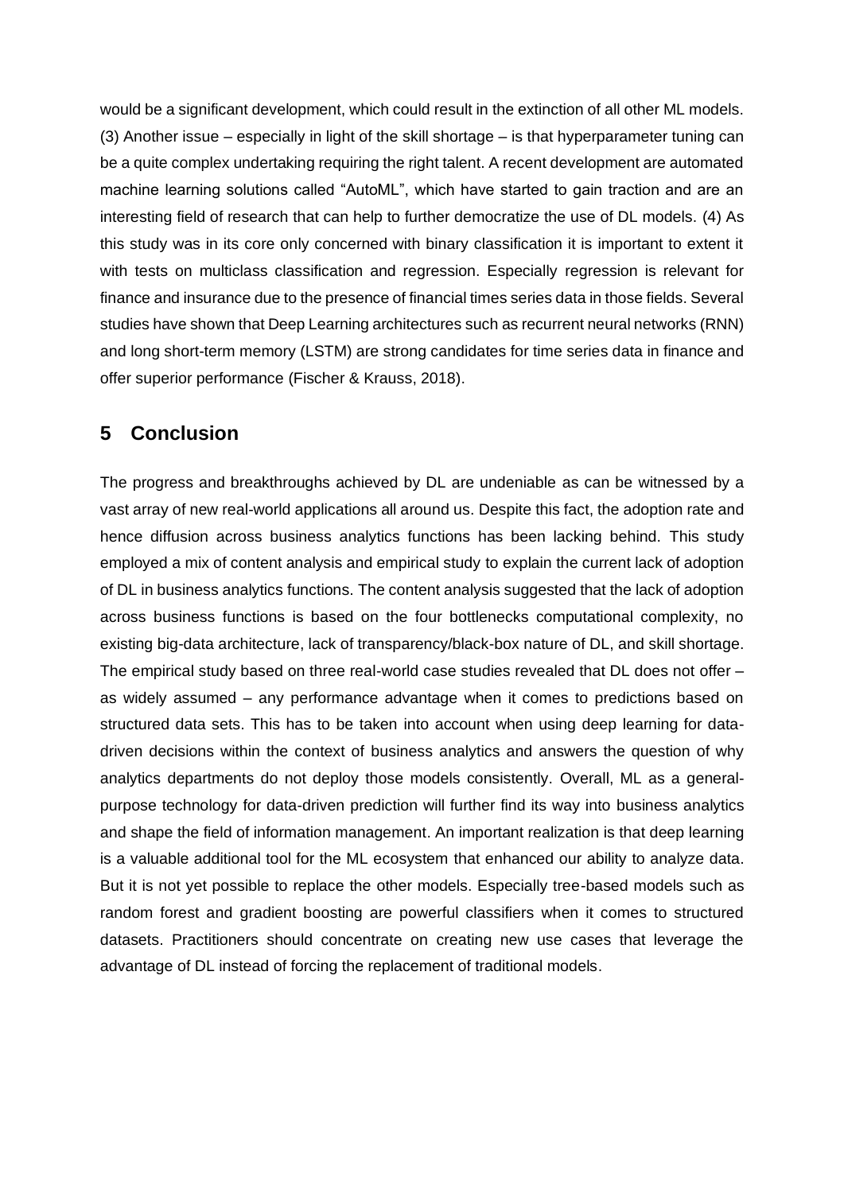would be a significant development, which could result in the extinction of all other ML models. (3) Another issue – especially in light of the skill shortage – is that hyperparameter tuning can be a quite complex undertaking requiring the right talent. A recent development are automated machine learning solutions called "AutoML", which have started to gain traction and are an interesting field of research that can help to further democratize the use of DL models. (4) As this study was in its core only concerned with binary classification it is important to extent it with tests on multiclass classification and regression. Especially regression is relevant for finance and insurance due to the presence of financial times series data in those fields. Several studies have shown that Deep Learning architectures such as recurrent neural networks (RNN) and long short-term memory (LSTM) are strong candidates for time series data in finance and offer superior performance (Fischer & Krauss, 2018).

# 5 Conclusion

The progress and breakthroughs achieved by DL are undeniable as can be witnessed by a vast array of new real-world applications all around us. Despite this fact, the adoption rate and hence diffusion across business analytics functions has been lacking behind. This study employed a mix of content analysis and empirical study to explain the current lack of adoption of DL in business analytics functions. The content analysis suggested that the lack of adoption across business functions is based on the four bottlenecks computational complexity, no existing big-data architecture, lack of transparency/black-box nature of DL, and skill shortage. The empirical study based on three real-world case studies revealed that DL does not offer – as widely assumed – any performance advantage when it comes to predictions based on structured data sets. This has to be taken into account when using deep learning for data-driven decisions within the context of business analytics and answers the question of why analytics departments do not deploy those models consistently. Overall, ML as a general-purpose technology for data-driven prediction will further find its way into business analytics and shape the field of information management. An important realization is that deep learning is a valuable additional tool for the ML ecosystem that enhanced our ability to analyze data. But it is not yet possible to replace the other models. Especially tree-based models such as random forest and gradient boosting are powerful classifiers when it comes to structured datasets. Practitioners should concentrate on creating new use cases that leverage the advantage of DL instead of forcing the replacement of traditional models.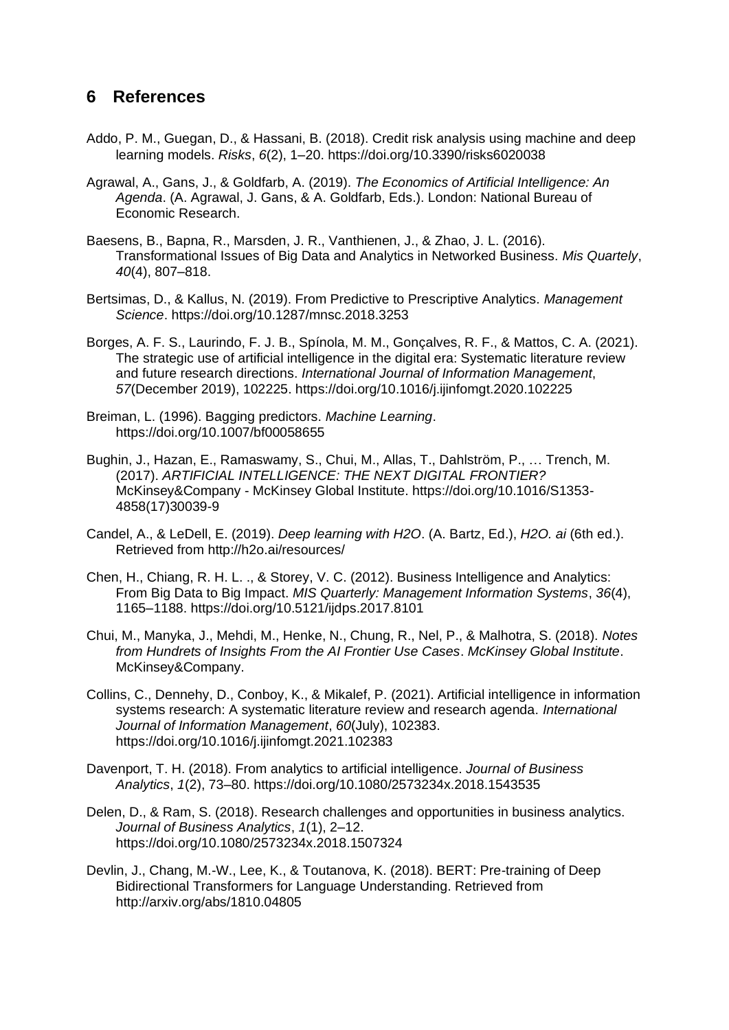## 6 References

Addo, P. M., Guegan, D., & Hassani, B. (2018). Credit risk analysis using machine and deep learning models. *Risks*, *6*(2), 1–20. https://doi.org/10.3390/risks6020038

Agrawal, A., Gans, J., & Goldfarb, A. (2019). *The Economics of Artificial Intelligence: An Agenda*. (A. Agrawal, J. Gans, & A. Goldfarb, Eds.). London: National Bureau of Economic Research.

Baesens, B., Bapna, R., Marsden, J. R., Vanthienen, J., & Zhao, J. L. (2016). Transformational Issues of Big Data and Analytics in Networked Business. *Mis Quartely*, *40*(4), 807–818.

Bertsimas, D., & Kallus, N. (2019). From Predictive to Prescriptive Analytics. *Management Science*. https://doi.org/10.1287/mnsc.2018.3253

Borges, A. F. S., Laurindo, F. J. B., Spínola, M. M., Gonçalves, R. F., & Mattos, C. A. (2021). The strategic use of artificial intelligence in the digital era: Systematic literature review and future research directions. *International Journal of Information Management*, *57*(December 2019), 102225. https://doi.org/10.1016/j.ijinfomgt.2020.102225

Breiman, L. (1996). Bagging predictors. *Machine Learning*. https://doi.org/10.1007/bf00058655

Bughin, J., Hazan, E., Ramaswamy, S., Chui, M., Allas, T., Dahlström, P., … Trench, M. (2017). *ARTIFICIAL INTELLIGENCE: THE NEXT DIGITAL FRONTIER?* McKinsey&Company - McKinsey Global Institute. https://doi.org/10.1016/S1353-4858(17)30039-9

Candel, A., & LeDell, E. (2019). *Deep learning with H2O*. (A. Bartz, Ed.), *H2O. ai* (6th ed.). Retrieved from http://h2o.ai/resources/

Chen, H., Chiang, R. H. L. ., & Storey, V. C. (2012). Business Intelligence and Analytics: From Big Data to Big Impact. *MIS Quarterly: Management Information Systems*, *36*(4), 1165–1188. https://doi.org/10.5121/ijdps.2017.8101

Chui, M., Manyka, J., Mehdi, M., Henke, N., Chung, R., Nel, P., & Malhotra, S. (2018). *Notes from Hundrets of Insights From the AI Frontier Use Cases*. *McKinsey Global Institute*. McKinsey&Company.

Collins, C., Dennehy, D., Conboy, K., & Mikalef, P. (2021). Artificial intelligence in information systems research: A systematic literature review and research agenda. *International Journal of Information Management*, *60*(July), 102383. https://doi.org/10.1016/j.ijinfomgt.2021.102383

Davenport, T. H. (2018). From analytics to artificial intelligence. *Journal of Business Analytics*, *1*(2), 73–80. https://doi.org/10.1080/2573234x.2018.1543535

Delen, D., & Ram, S. (2018). Research challenges and opportunities in business analytics. *Journal of Business Analytics*, *1*(1), 2–12. https://doi.org/10.1080/2573234x.2018.1507324

Devlin, J., Chang, M.-W., Lee, K., & Toutanova, K. (2018). BERT: Pre-training of Deep Bidirectional Transformers for Language Understanding. Retrieved from http://arxiv.org/abs/1810.04805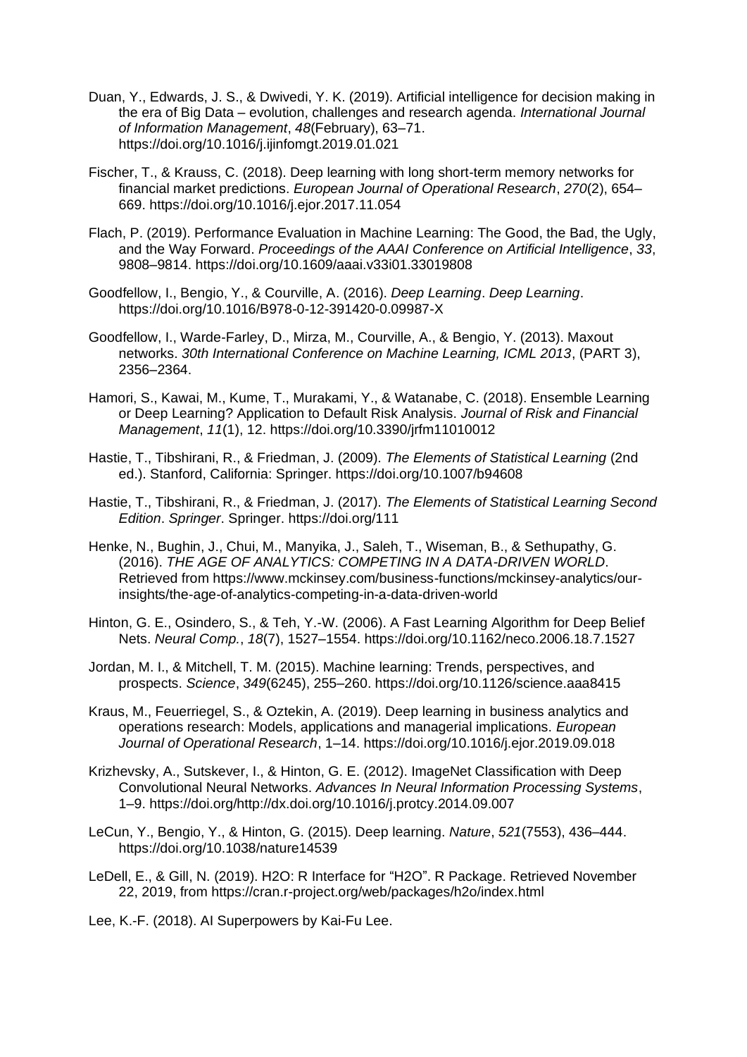Duan, Y., Edwards, J. S., & Dwivedi, Y. K. (2019). Artificial intelligence for decision making in the era of Big Data – evolution, challenges and research agenda. *International Journal of Information Management*, *48*(February), 63–71. https://doi.org/10.1016/j.ijinfomgt.2019.01.021

Fischer, T., & Krauss, C. (2018). Deep learning with long short-term memory networks for financial market predictions. *European Journal of Operational Research*, *270*(2), 654–669. https://doi.org/10.1016/j.ejor.2017.11.054

Flach, P. (2019). Performance Evaluation in Machine Learning: The Good, the Bad, the Ugly, and the Way Forward. *Proceedings of the AAAI Conference on Artificial Intelligence*, *33*, 9808–9814. https://doi.org/10.1609/aaai.v33i01.33019808

Goodfellow, I., Bengio, Y., & Courville, A. (2016). *Deep Learning*. *Deep Learning*. https://doi.org/10.1016/B978-0-12-391420-0.09987-X

Goodfellow, I., Warde-Farley, D., Mirza, M., Courville, A., & Bengio, Y. (2013). Maxout networks. *30th International Conference on Machine Learning, ICML 2013*, (PART 3), 2356–2364.

Hamori, S., Kawai, M., Kume, T., Murakami, Y., & Watanabe, C. (2018). Ensemble Learning or Deep Learning? Application to Default Risk Analysis. *Journal of Risk and Financial Management*, *11*(1), 12. https://doi.org/10.3390/jrfm11010012

Hastie, T., Tibshirani, R., & Friedman, J. (2009). *The Elements of Statistical Learning* (2nd ed.). Stanford, California: Springer. https://doi.org/10.1007/b94608

Hastie, T., Tibshirani, R., & Friedman, J. (2017). *The Elements of Statistical Learning Second Edition*. *Springer*. Springer. https://doi.org/111

Henke, N., Bughin, J., Chui, M., Manyika, J., Saleh, T., Wiseman, B., & Sethupathy, G. (2016). *THE AGE OF ANALYTICS: COMPETING IN A DATA-DRIVEN WORLD*. Retrieved from https://www.mckinsey.com/business-functions/mckinsey-analytics/our-insights/the-age-of-analytics-competing-in-a-data-driven-world

Hinton, G. E., Osindero, S., & Teh, Y.-W. (2006). A Fast Learning Algorithm for Deep Belief Nets. *Neural Comp.*, *18*(7), 1527–1554. https://doi.org/10.1162/neco.2006.18.7.1527

Jordan, M. I., & Mitchell, T. M. (2015). Machine learning: Trends, perspectives, and prospects. *Science*, *349*(6245), 255–260. https://doi.org/10.1126/science.aaa8415

Kraus, M., Feuerriegel, S., & Oztekin, A. (2019). Deep learning in business analytics and operations research: Models, applications and managerial implications. *European Journal of Operational Research*, 1–14. https://doi.org/10.1016/j.ejor.2019.09.018

Krizhevsky, A., Sutskever, I., & Hinton, G. E. (2012). ImageNet Classification with Deep Convolutional Neural Networks. *Advances In Neural Information Processing Systems*, 1–9. https://doi.org/http://dx.doi.org/10.1016/j.protcy.2014.09.007

LeCun, Y., Bengio, Y., & Hinton, G. (2015). Deep learning. *Nature*, *521*(7553), 436–444. https://doi.org/10.1038/nature14539

LeDell, E., & Gill, N. (2019). H2O: R Interface for "H2O". R Package. Retrieved November 22, 2019, from https://cran.r-project.org/web/packages/h2o/index.html

Lee, K.-F. (2018). AI Superpowers by Kai-Fu Lee.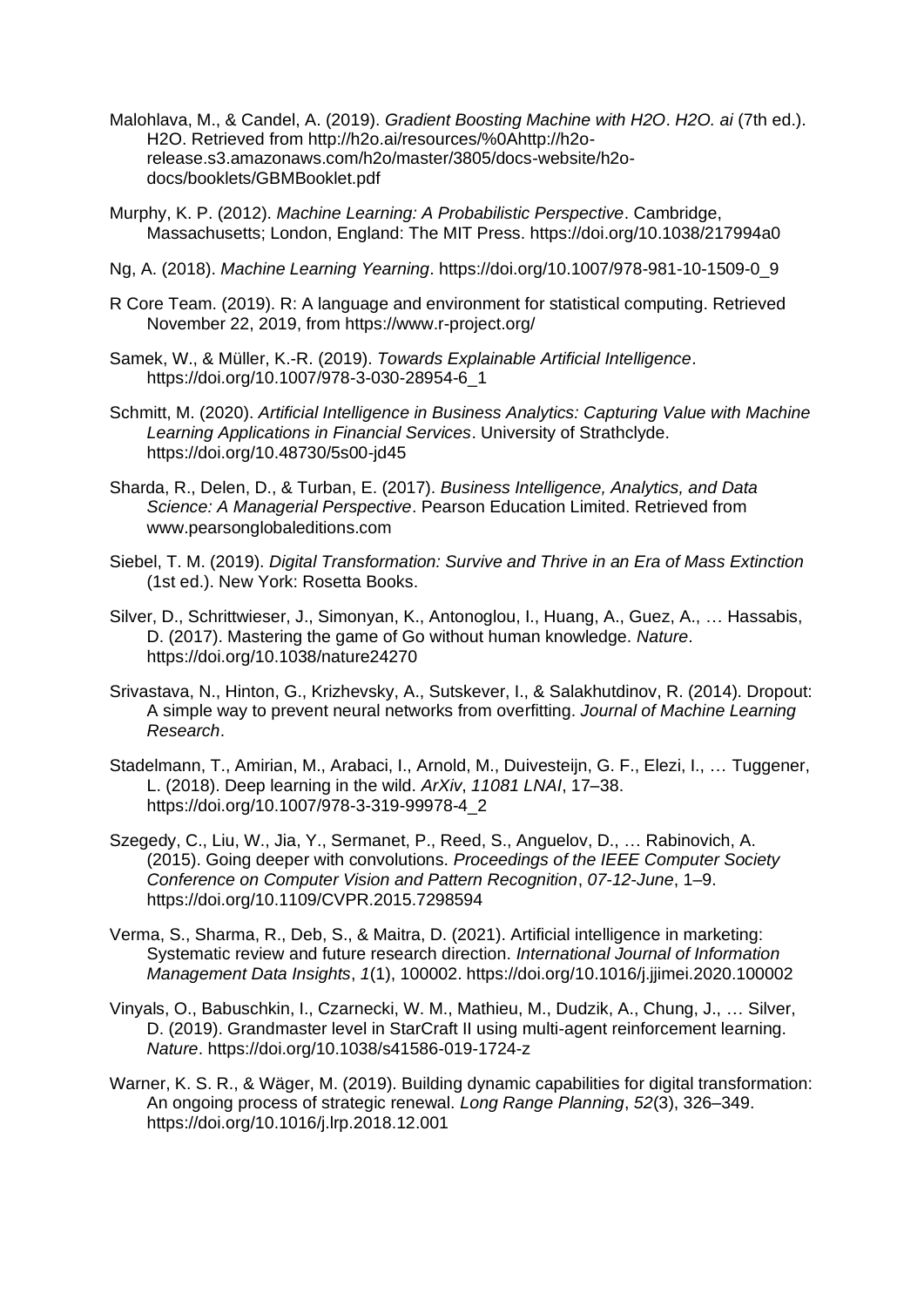Malohlava, M., & Candel, A. (2019). *Gradient Boosting Machine with H2O*. *H2O. ai* (7th ed.). H2O. Retrieved from http://h2o.ai/resources/%0Ahttp://h2o-release.s3.amazonaws.com/h2o/master/3805/docs-website/h2o-docs/booklets/GBMBooklet.pdf

Murphy, K. P. (2012). *Machine Learning: A Probabilistic Perspective*. Cambridge, Massachusetts; London, England: The MIT Press. https://doi.org/10.1038/217994a0

Ng, A. (2018). *Machine Learning Yearning*. https://doi.org/10.1007/978-981-10-1509-0_9

R Core Team. (2019). R: A language and environment for statistical computing. Retrieved November 22, 2019, from https://www.r-project.org/

Samek, W., & Müller, K.-R. (2019). *Towards Explainable Artificial Intelligence*. https://doi.org/10.1007/978-3-030-28954-6_1

Schmitt, M. (2020). *Artificial Intelligence in Business Analytics: Capturing Value with Machine Learning Applications in Financial Services*. University of Strathclyde. https://doi.org/10.48730/5s00-jd45

Sharda, R., Delen, D., & Turban, E. (2017). *Business Intelligence, Analytics, and Data Science: A Managerial Perspective*. Pearson Education Limited. Retrieved from www.pearsonglobaleditions.com

Siebel, T. M. (2019). *Digital Transformation: Survive and Thrive in an Era of Mass Extinction* (1st ed.). New York: Rosetta Books.

Silver, D., Schrittwieser, J., Simonyan, K., Antonoglou, I., Huang, A., Guez, A., … Hassabis, D. (2017). Mastering the game of Go without human knowledge. *Nature*. https://doi.org/10.1038/nature24270

Srivastava, N., Hinton, G., Krizhevsky, A., Sutskever, I., & Salakhutdinov, R. (2014). Dropout: A simple way to prevent neural networks from overfitting. *Journal of Machine Learning Research*.

Stadelmann, T., Amirian, M., Arabaci, I., Arnold, M., Duivesteijn, G. F., Elezi, I., … Tuggener, L. (2018). Deep learning in the wild. *ArXiv*, *11081 LNAI*, 17–38. https://doi.org/10.1007/978-3-319-99978-4_2

Szegedy, C., Liu, W., Jia, Y., Sermanet, P., Reed, S., Anguelov, D., … Rabinovich, A. (2015). Going deeper with convolutions. *Proceedings of the IEEE Computer Society Conference on Computer Vision and Pattern Recognition*, *07-12-June*, 1–9. https://doi.org/10.1109/CVPR.2015.7298594

Verma, S., Sharma, R., Deb, S., & Maitra, D. (2021). Artificial intelligence in marketing: Systematic review and future research direction. *International Journal of Information Management Data Insights*, *1*(1), 100002. https://doi.org/10.1016/j.jjimei.2020.100002

Vinyals, O., Babuschkin, I., Czarnecki, W. M., Mathieu, M., Dudzik, A., Chung, J., … Silver, D. (2019). Grandmaster level in StarCraft II using multi-agent reinforcement learning. *Nature*. https://doi.org/10.1038/s41586-019-1724-z

Warner, K. S. R., & Wäger, M. (2019). Building dynamic capabilities for digital transformation: An ongoing process of strategic renewal. *Long Range Planning*, *52*(3), 326–349. https://doi.org/10.1016/j.lrp.2018.12.001